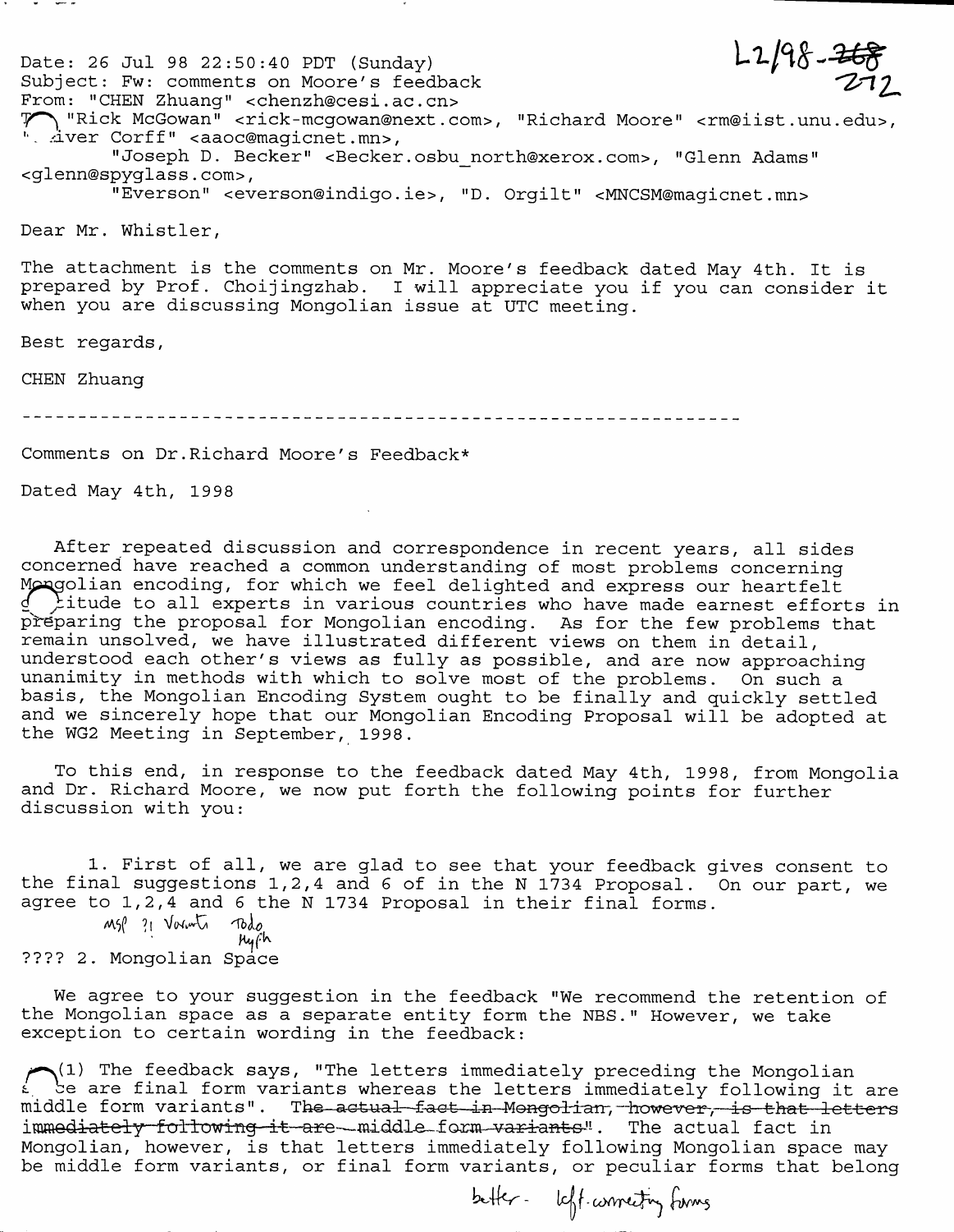L2/98-268 272

Date: 26 Jul 98 22:50:40 PDT (Sunday)
Subject: Fw: comments on Moore's feedback
From: "CHEN Zhuang" <chenzh@cesi.ac.cn>
To: "Rick McGowan" <rick-mcgowan@next.com>, "Richard Moore" <rm@iist.unu.edu>, "Oliver Corff" <aaoc@magicnet.mn>,
"Joseph D. Becker" <Becker.osbu_north@xerox.com>, "Glenn Adams" <glenn@spyglass.com>,
"Everson" <everson@indigo.ie>, "D. Orgilt" <MNCSM@magicnet.mn>

Dear Mr. Whistler,

The attachment is the comments on Mr. Moore's feedback dated May 4th. It is prepared by Prof. Choijingzhab. I will appreciate you if you can consider it when you are discussing Mongolian issue at UTC meeting.

Best regards,

CHEN Zhuang

---

Comments on Dr.Richard Moore's Feedback*

Dated May 4th, 1998

After repeated discussion and correspondence in recent years, all sides concerned have reached a common understanding of most problems concerning Mongolian encoding, for which we feel delighted and express our heartfelt gratitude to all experts in various countries who have made earnest efforts in preparing the proposal for Mongolian encoding. As for the few problems that remain unsolved, we have illustrated different views on them in detail, understood each other's views as fully as possible, and are now approaching unanimity in methods with which to solve most of the problems. On such a basis, the Mongolian Encoding System ought to be finally and quickly settled and we sincerely hope that our Mongolian Encoding Proposal will be adopted at the WG2 Meeting in September, 1998.

To this end, in response to the feedback dated May 4th, 1998, from Mongolia and Dr. Richard Moore, we now put forth the following points for further discussion with you:

1. First of all, we are glad to see that your feedback gives consent to the final suggestions 1,2,4 and 6 of in the N 1734 Proposal. On our part, we agree to 1,2,4 and 6 the N 1734 Proposal in their final forms.

MSP ?! Variants Todo Hyph

???? 2. Mongolian Space

We agree to your suggestion in the feedback "We recommend the retention of the Mongolian space as a separate entity form the NBS." However, we take exception to certain wording in the feedback:

(1) The feedback says, "The letters immediately preceding the Mongolian space are final form variants whereas the letters immediately following it are middle form variants". ~~The actual fact in Mongolian, however, is that letters immediately following it are middle form variants".~~ The actual fact in Mongolian, however, is that letters immediately following Mongolian space may be middle form variants, or final form variants, or peculiar forms that belong

better - left-connecting forms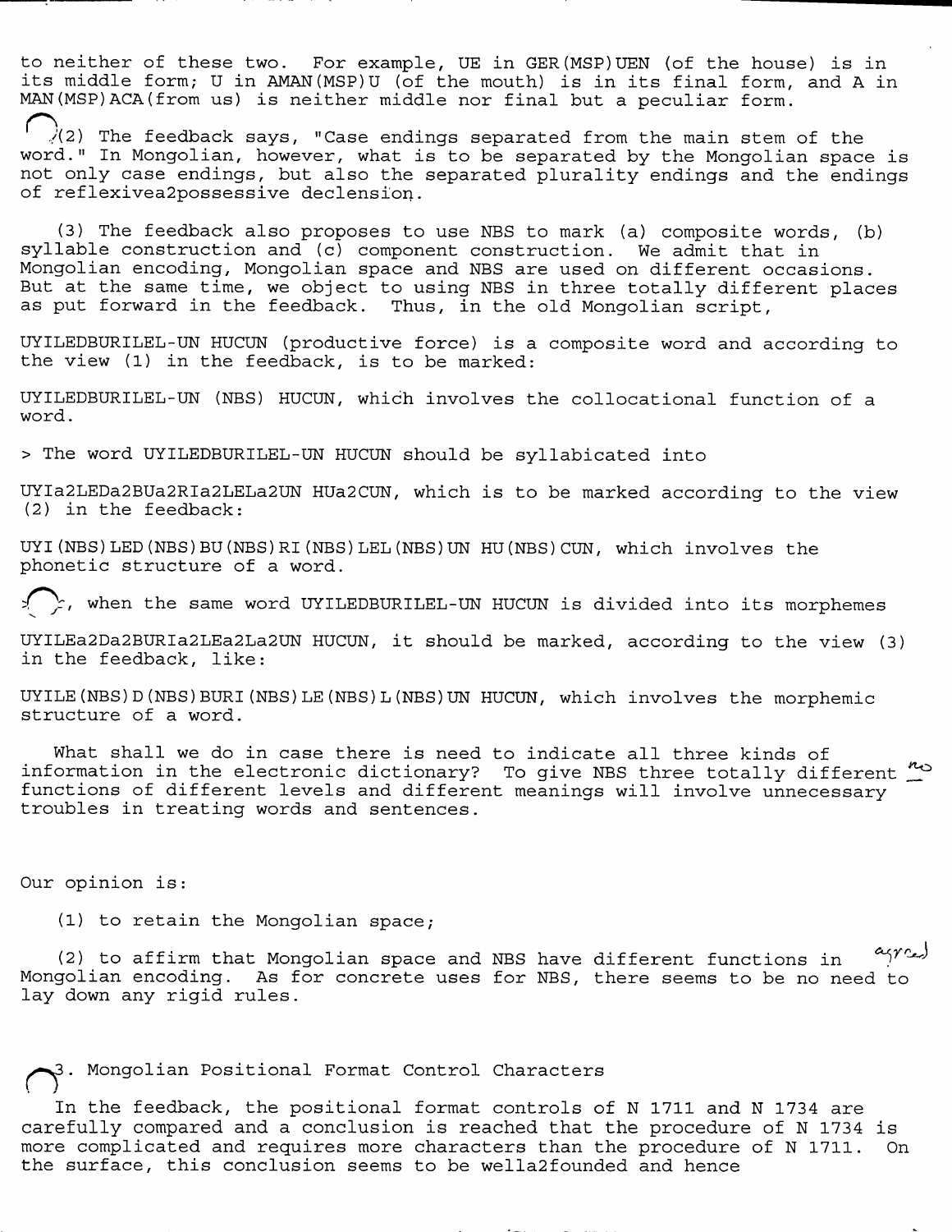to neither of these two. For example, UE in GER(MSP)UEN (of the house) is in its middle form; U in AMAN(MSP)U (of the mouth) is in its final form, and A in MAN(MSP)ACA(from us) is neither middle nor final but a peculiar form.

(2) The feedback says, "Case endings separated from the main stem of the word." In Mongolian, however, what is to be separated by the Mongolian space is not only case endings, but also the separated plurality endings and the endings of reflexivea2possessive declension.

(3) The feedback also proposes to use NBS to mark (a) composite words, (b) syllable construction and (c) component construction. We admit that in Mongolian encoding, Mongolian space and NBS are used on different occasions. But at the same time, we object to using NBS in three totally different places as put forward in the feedback. Thus, in the old Mongolian script,

UYILEDBURILEL-UN HUCUN (productive force) is a composite word and according to the view (1) in the feedback, is to be marked:

UYILEDBURILEL-UN (NBS) HUCUN, which involves the collocational function of a word.

> The word UYILEDBURILEL-UN HUCUN should be syllabicated into

UYIa2LEDa2BUa2RIa2LELa2UN HUa2CUN, which is to be marked according to the view (2) in the feedback:

UYI(NBS)LED(NBS)BU(NBS)RI(NBS)LEL(NBS)UN HU(NBS)CUN, which involves the phonetic structure of a word.

, when the same word UYILEDBURILEL-UN HUCUN is divided into its morphemes

UYILEa2Da2BURIa2LEa2La2UN HUCUN, it should be marked, according to the view (3) in the feedback, like:

UYILE(NBS)D(NBS)BURI(NBS)LE(NBS)L(NBS)UN HUCUN, which involves the morphemic structure of a word.

What shall we do in case there is need to indicate all three kinds of information in the electronic dictionary? To give NBS three totally different functions of different levels and different meanings will involve unnecessary troubles in treating words and sentences.

Our opinion is:

(1) to retain the Mongolian space;

(2) to affirm that Mongolian space and NBS have different functions in Mongolian encoding. As for concrete uses for NBS, there seems to be no need to lay down any rigid rules.

3. Mongolian Positional Format Control Characters

In the feedback, the positional format controls of N 1711 and N 1734 are carefully compared and a conclusion is reached that the procedure of N 1734 is more complicated and requires more characters than the procedure of N 1711. On the surface, this conclusion seems to be wella2founded and hence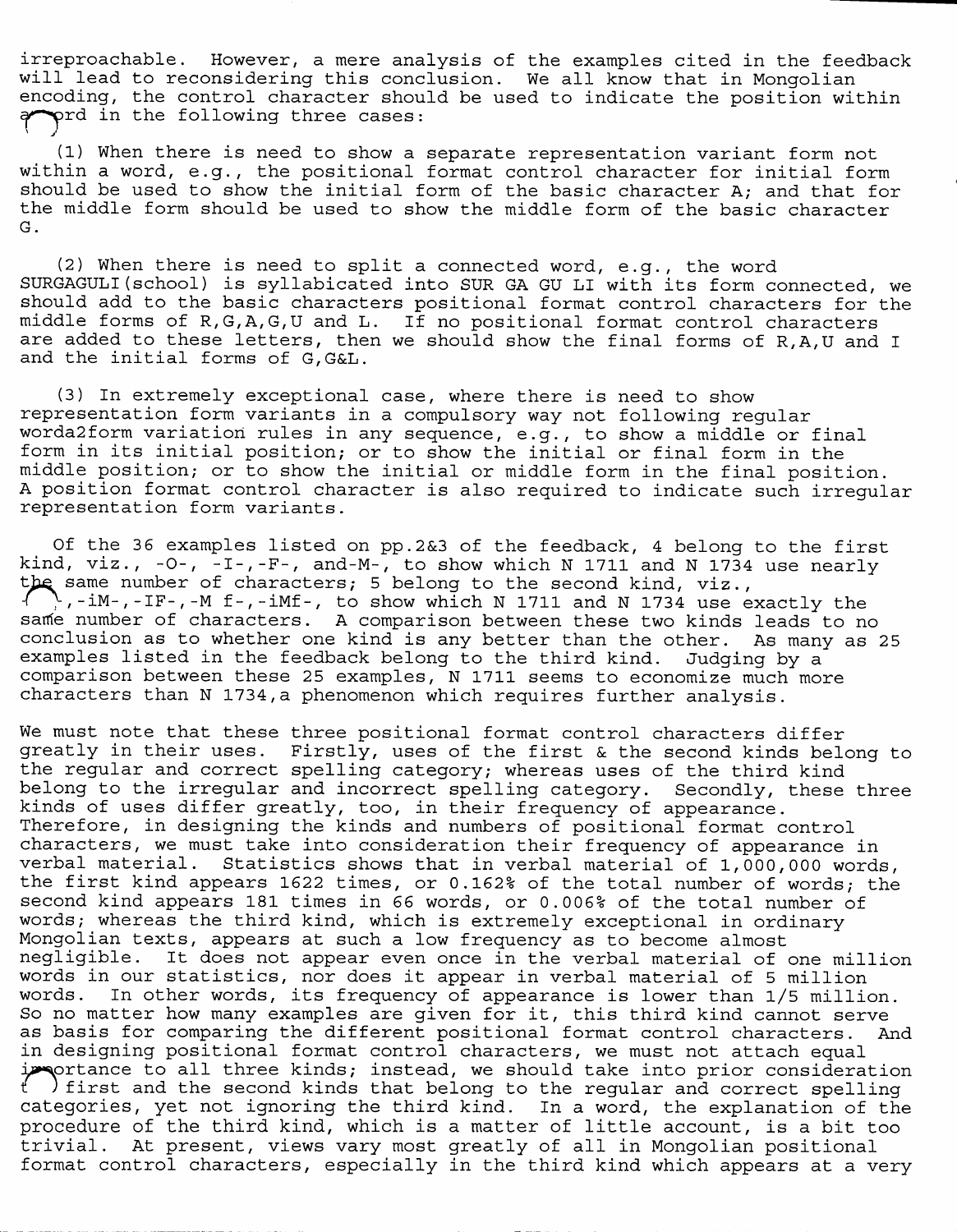irreproachable. However, a mere analysis of the examples cited in the feedback will lead to reconsidering this conclusion. We all know that in Mongolian encoding, the control character should be used to indicate the position within a word in the following three cases:

(1) When there is need to show a separate representation variant form not within a word, e.g., the positional format control character for initial form should be used to show the initial form of the basic character A; and that for the middle form should be used to show the middle form of the basic character G.

(2) When there is need to split a connected word, e.g., the word SURGAGULI(school) is syllabicated into SUR GA GU LI with its form connected, we should add to the basic characters positional format control characters for the middle forms of R,G,A,G,U and L. If no positional format control characters are added to these letters, then we should show the final forms of R,A,U and I and the initial forms of G,G&L.

(3) In extremely exceptional case, where there is need to show representation form variants in a compulsory way not following regular worda2form variation rules in any sequence, e.g., to show a middle or final form in its initial position; or to show the initial or final form in the middle position; or to show the initial or middle form in the final position. A position format control character is also required to indicate such irregular representation form variants.

Of the 36 examples listed on pp.2&3 of the feedback, 4 belong to the first kind, viz., -O-, -I-,-F-, and-M-, to show which N 1711 and N 1734 use nearly the same number of characters; 5 belong to the second kind, viz., -, -iM-,-IF-,-M f-,-iMf-, to show which N 1711 and N 1734 use exactly the same number of characters. A comparison between these two kinds leads to no conclusion as to whether one kind is any better than the other. As many as 25 examples listed in the feedback belong to the third kind. Judging by a comparison between these 25 examples, N 1711 seems to economize much more characters than N 1734,a phenomenon which requires further analysis.

We must note that these three positional format control characters differ greatly in their uses. Firstly, uses of the first & the second kinds belong to the regular and correct spelling category; whereas uses of the third kind belong to the irregular and incorrect spelling category. Secondly, these three kinds of uses differ greatly, too, in their frequency of appearance. Therefore, in designing the kinds and numbers of positional format control characters, we must take into consideration their frequency of appearance in verbal material. Statistics shows that in verbal material of 1,000,000 words, the first kind appears 1622 times, or 0.162% of the total number of words; the second kind appears 181 times in 66 words, or 0.006% of the total number of words; whereas the third kind, which is extremely exceptional in ordinary Mongolian texts, appears at such a low frequency as to become almost negligible. It does not appear even once in the verbal material of one million words in our statistics, nor does it appear in verbal material of 5 million words. In other words, its frequency of appearance is lower than 1/5 million. So no matter how many examples are given for it, this third kind cannot serve as basis for comparing the different positional format control characters. And in designing positional format control characters, we must not attach equal importance to all three kinds; instead, we should take into prior consideration the first and the second kinds that belong to the regular and correct spelling categories, yet not ignoring the third kind. In a word, the explanation of the procedure of the third kind, which is a matter of little account, is a bit too trivial. At present, views vary most greatly of all in Mongolian positional format control characters, especially in the third kind which appears at a very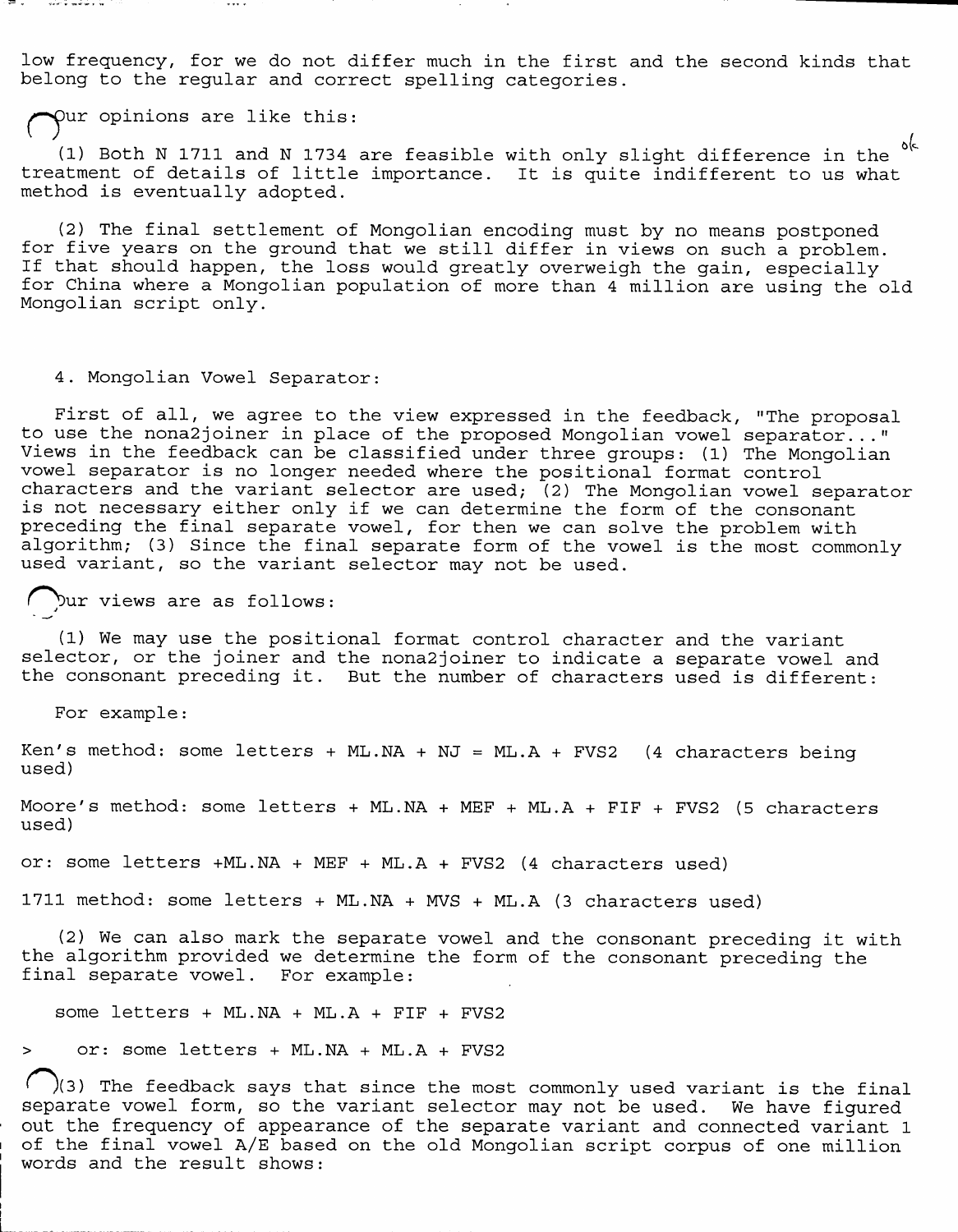low frequency, for we do not differ much in the first and the second kinds that belong to the regular and correct spelling categories.

Our opinions are like this:

(1) Both N 1711 and N 1734 are feasible with only slight difference in the treatment of details of little importance. It is quite indifferent to us what method is eventually adopted.

(2) The final settlement of Mongolian encoding must by no means postponed for five years on the ground that we still differ in views on such a problem. If that should happen, the loss would greatly overweigh the gain, especially for China where a Mongolian population of more than 4 million are using the old Mongolian script only.

4. Mongolian Vowel Separator:

First of all, we agree to the view expressed in the feedback, "The proposal to use the nona2joiner in place of the proposed Mongolian vowel separator..." Views in the feedback can be classified under three groups: (1) The Mongolian vowel separator is no longer needed where the positional format control characters and the variant selector are used; (2) The Mongolian vowel separator is not necessary either only if we can determine the form of the consonant preceding the final separate vowel, for then we can solve the problem with algorithm; (3) Since the final separate form of the vowel is the most commonly used variant, so the variant selector may not be used.

Our views are as follows:

(1) We may use the positional format control character and the variant selector, or the joiner and the nona2joiner to indicate a separate vowel and the consonant preceding it. But the number of characters used is different:

For example:

Ken's method: some letters + ML.NA + NJ = ML.A + FVS2 (4 characters being used)

Moore's method: some letters + ML.NA + MEF + ML.A + FIF + FVS2 (5 characters used)

or: some letters +ML.NA + MEF + ML.A + FVS2 (4 characters used)

1711 method: some letters + ML.NA + MVS + ML.A (3 characters used)

(2) We can also mark the separate vowel and the consonant preceding it with the algorithm provided we determine the form of the consonant preceding the final separate vowel. For example:

some letters + ML.NA + ML.A + FIF + FVS2

> or: some letters + ML.NA + ML.A + FVS2

(3) The feedback says that since the most commonly used variant is the final separate vowel form, so the variant selector may not be used. We have figured out the frequency of appearance of the separate variant and connected variant 1 of the final vowel A/E based on the old Mongolian script corpus of one million words and the result shows: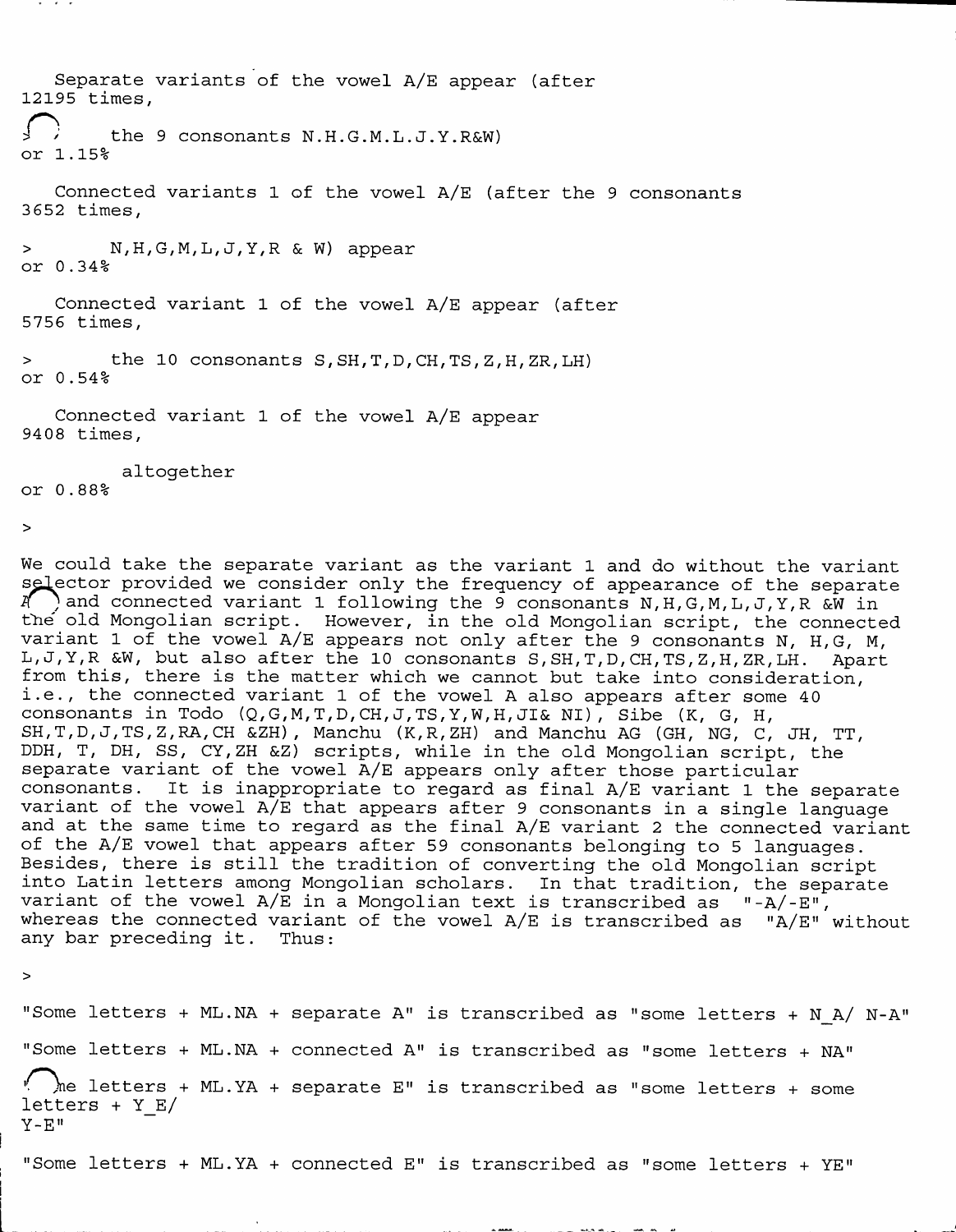Separate variants of the vowel A/E appear (after 12195 times,

the 9 consonants N.H.G.M.L.J.Y.R&W) or 1.15%

Connected variants 1 of the vowel A/E (after the 9 consonants 3652 times,

> N,H,G,M,L,J,Y,R & W) appear or 0.34%

Connected variant 1 of the vowel A/E appear (after 5756 times,

> the 10 consonants S,SH,T,D,CH,TS,Z,H,ZR,LH) or 0.54%

Connected variant 1 of the vowel A/E appear 9408 times,

altogether or 0.88%

>

We could take the separate variant as the variant 1 and do without the variant selector provided we consider only the frequency of appearance of the separate A and connected variant 1 following the 9 consonants N,H,G,M,L,J,Y,R &W in the old Mongolian script. However, in the old Mongolian script, the connected variant 1 of the vowel A/E appears not only after the 9 consonants N, H,G, M, L,J,Y,R &W, but also after the 10 consonants S,SH,T,D,CH,TS,Z,H,ZR,LH. Apart from this, there is the matter which we cannot but take into consideration, i.e., the connected variant 1 of the vowel A also appears after some 40 consonants in Todo (Q,G,M,T,D,CH,J,TS,Y,W,H,JI& NI), Sibe (K, G, H, SH,T,D,J,TS,Z,RA,CH &ZH), Manchu (K,R,ZH) and Manchu AG (GH, NG, C, JH, TT, DDH, T, DH, SS, CY,ZH &Z) scripts, while in the old Mongolian script, the separate variant of the vowel A/E appears only after those particular consonants. It is inappropriate to regard as final A/E variant 1 the separate variant of the vowel A/E that appears after 9 consonants in a single language and at the same time to regard as the final A/E variant 2 the connected variant of the A/E vowel that appears after 59 consonants belonging to 5 languages. Besides, there is still the tradition of converting the old Mongolian script into Latin letters among Mongolian scholars. In that tradition, the separate variant of the vowel A/E in a Mongolian text is transcribed as "-A/-E", whereas the connected variant of the vowel A/E is transcribed as "A/E" without any bar preceding it. Thus:

>

"Some letters + ML.NA + separate A" is transcribed as "some letters + N_A/ N-A"

"Some letters + ML.NA + connected A" is transcribed as "some letters + NA"

"Some letters + ML.YA + separate E" is transcribed as "some letters + some letters + Y_E/ Y-E"

"Some letters + ML.YA + connected E" is transcribed as "some letters + YE"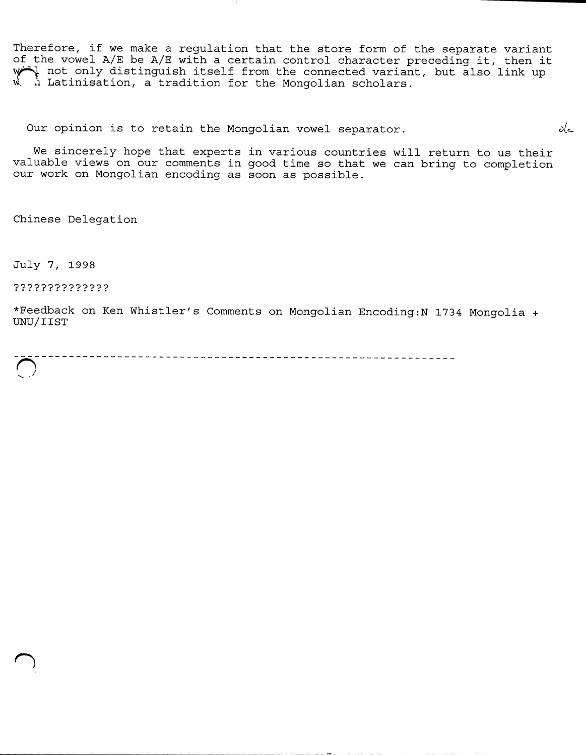Therefore, if we make a regulation that the store form of the separate variant of the vowel A/E be A/E with a certain control character preceding it, then it will not only distinguish itself from the connected variant, but also link up with Latinisation, a tradition for the Mongolian scholars.

Our opinion is to retain the Mongolian vowel separator.

We sincerely hope that experts in various countries will return to us their valuable views on our comments in good time so that we can bring to completion our work on Mongolian encoding as soon as possible.

Chinese Delegation

July 7, 1998

??????????????

*Feedback on Ken Whistler's Comments on Mongolian Encoding:N 1734 Mongolia + UNU/IIST

---